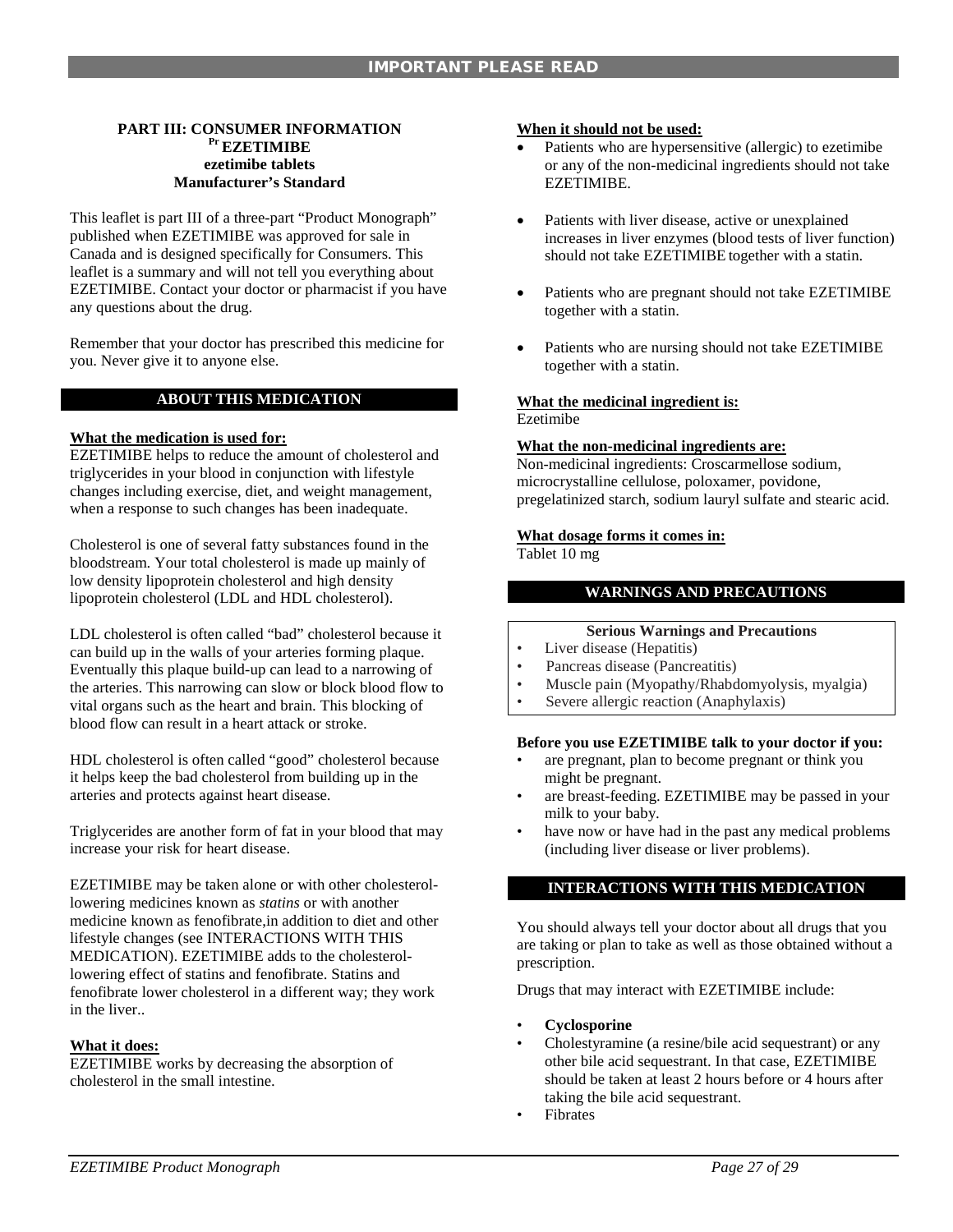IMPORTANT PLEASE READ

# PART III: CONSUMER INFORMATION

**Pr EZETIMIBE**

**ezetimibe tablets**

**Manufacturer's Standard**

This leaflet is part III of a three-part "Product Monograph" published when EZETIMIBE was approved for sale in Canada and is designed specifically for Consumers. This leaflet is a summary and will not tell you everything about EZETIMIBE. Contact your doctor or pharmacist if you have any questions about the drug.

Remember that your doctor has prescribed this medicine for you. Never give it to anyone else.

## ABOUT THIS MEDICATION

**What the medication is used for:**

EZETIMIBE helps to reduce the amount of cholesterol and triglycerides in your blood in conjunction with lifestyle changes including exercise, diet, and weight management, when a response to such changes has been inadequate.

Cholesterol is one of several fatty substances found in the bloodstream. Your total cholesterol is made up mainly of low density lipoprotein cholesterol and high density lipoprotein cholesterol (LDL and HDL cholesterol).

LDL cholesterol is often called "bad" cholesterol because it can build up in the walls of your arteries forming plaque. Eventually this plaque build-up can lead to a narrowing of the arteries. This narrowing can slow or block blood flow to vital organs such as the heart and brain. This blocking of blood flow can result in a heart attack or stroke.

HDL cholesterol is often called "good" cholesterol because it helps keep the bad cholesterol from building up in the arteries and protects against heart disease.

Triglycerides are another form of fat in your blood that may increase your risk for heart disease.

EZETIMIBE may be taken alone or with other cholesterol-lowering medicines known as *statins* or with another medicine known as fenofibrate,in addition to diet and other lifestyle changes (see INTERACTIONS WITH THIS MEDICATION). EZETIMIBE adds to the cholesterol-lowering effect of statins and fenofibrate. Statins and fenofibrate lower cholesterol in a different way; they work in the liver..

**What it does:**

EZETIMIBE works by decreasing the absorption of cholesterol in the small intestine.

**When it should not be used:**

- Patients who are hypersensitive (allergic) to ezetimibe or any of the non-medicinal ingredients should not take EZETIMIBE.
- Patients with liver disease, active or unexplained increases in liver enzymes (blood tests of liver function) should not take EZETIMIBE together with a statin.
- Patients who are pregnant should not take EZETIMIBE together with a statin.
- Patients who are nursing should not take EZETIMIBE together with a statin.

**What the medicinal ingredient is:**

Ezetimibe

**What the non-medicinal ingredients are:**

Non-medicinal ingredients: Croscarmellose sodium, microcrystalline cellulose, poloxamer, povidone, pregelatinized starch, sodium lauryl sulfate and stearic acid.

**What dosage forms it comes in:**

Tablet 10 mg

## WARNINGS AND PRECAUTIONS

**Serious Warnings and Precautions**

- Liver disease (Hepatitis)
- Pancreas disease (Pancreatitis)
- Muscle pain (Myopathy/Rhabdomyolysis, myalgia)
- Severe allergic reaction (Anaphylaxis)

**Before you use EZETIMIBE talk to your doctor if you:**

- are pregnant, plan to become pregnant or think you might be pregnant.
- are breast-feeding. EZETIMIBE may be passed in your milk to your baby.
- have now or have had in the past any medical problems (including liver disease or liver problems).

## INTERACTIONS WITH THIS MEDICATION

You should always tell your doctor about all drugs that you are taking or plan to take as well as those obtained without a prescription.

Drugs that may interact with EZETIMIBE include:

- **Cyclosporine**
- Cholestyramine (a resine/bile acid sequestrant) or any other bile acid sequestrant. In that case, EZETIMIBE should be taken at least 2 hours before or 4 hours after taking the bile acid sequestrant.
- Fibrates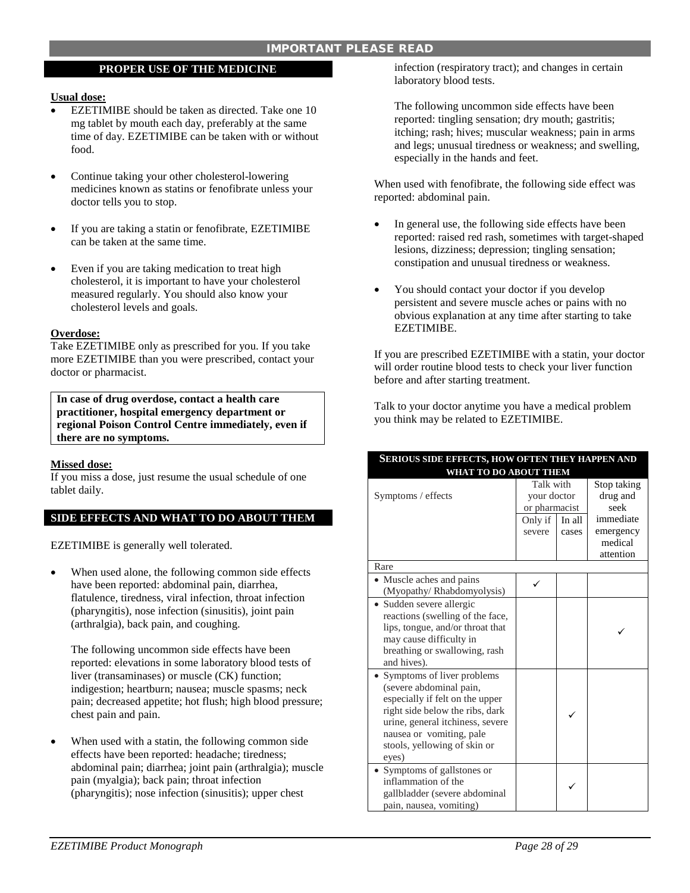IMPORTANT PLEASE READ

## PROPER USE OF THE MEDICINE

**Usual dose:**

- EZETIMIBE should be taken as directed. Take one 10 mg tablet by mouth each day, preferably at the same time of day. EZETIMIBE can be taken with or without food.
- Continue taking your other cholesterol-lowering medicines known as statins or fenofibrate unless your doctor tells you to stop.
- If you are taking a statin or fenofibrate, EZETIMIBE can be taken at the same time.
- Even if you are taking medication to treat high cholesterol, it is important to have your cholesterol measured regularly. You should also know your cholesterol levels and goals.

**Overdose:**

Take EZETIMIBE only as prescribed for you. If you take more EZETIMIBE than you were prescribed, contact your doctor or pharmacist.

**In case of drug overdose, contact a health care practitioner, hospital emergency department or regional Poison Control Centre immediately, even if there are no symptoms.**

**Missed dose:**

If you miss a dose, just resume the usual schedule of one tablet daily.

## SIDE EFFECTS AND WHAT TO DO ABOUT THEM

EZETIMIBE is generally well tolerated.

- When used alone, the following common side effects have been reported: abdominal pain, diarrhea, flatulence, tiredness, viral infection, throat infection (pharyngitis), nose infection (sinusitis), joint pain (arthralgia), back pain, and coughing.

  The following uncommon side effects have been reported: elevations in some laboratory blood tests of liver (transaminases) or muscle (CK) function; indigestion; heartburn; nausea; muscle spasms; neck pain; decreased appetite; hot flush; high blood pressure; chest pain and pain.

- When used with a statin, the following common side effects have been reported: headache; tiredness; abdominal pain; diarrhea; joint pain (arthralgia); muscle pain (myalgia); back pain; throat infection (pharyngitis); nose infection (sinusitis); upper chest infection (respiratory tract); and changes in certain laboratory blood tests.

  The following uncommon side effects have been reported: tingling sensation; dry mouth; gastritis; itching; rash; hives; muscular weakness; pain in arms and legs; unusual tiredness or weakness; and swelling, especially in the hands and feet.

When used with fenofibrate, the following side effect was reported: abdominal pain.

- In general use, the following side effects have been reported: raised red rash, sometimes with target-shaped lesions, dizziness; depression; tingling sensation; constipation and unusual tiredness or weakness.
- You should contact your doctor if you develop persistent and severe muscle aches or pains with no obvious explanation at any time after starting to take EZETIMIBE.

If you are prescribed EZETIMIBE with a statin, your doctor will order routine blood tests to check your liver function before and after starting treatment.

Talk to your doctor anytime you have a medical problem you think may be related to EZETIMIBE.

**SERIOUS SIDE EFFECTS, HOW OFTEN THEY HAPPEN AND WHAT TO DO ABOUT THEM**

| Symptoms / effects | Talk with your doctor or pharmacist | | Stop taking drug and seek immediate emergency medical attention |
|---|---|---|---|
| | Only if severe | In all cases | |
| Rare | | | |
| • Muscle aches and pains (Myopathy/ Rhabdomyolysis) | ✓ | | |
| • Sudden severe allergic reactions (swelling of the face, lips, tongue, and/or throat that may cause difficulty in breathing or swallowing, rash and hives). | | | ✓ |
| • Symptoms of liver problems (severe abdominal pain, especially if felt on the upper right side below the ribs, dark urine, general itchiness, severe nausea or vomiting, pale stools, yellowing of skin or eyes) | | ✓ | |
| • Symptoms of gallstones or inflammation of the gallbladder (severe abdominal pain, nausea, vomiting) | | ✓ | |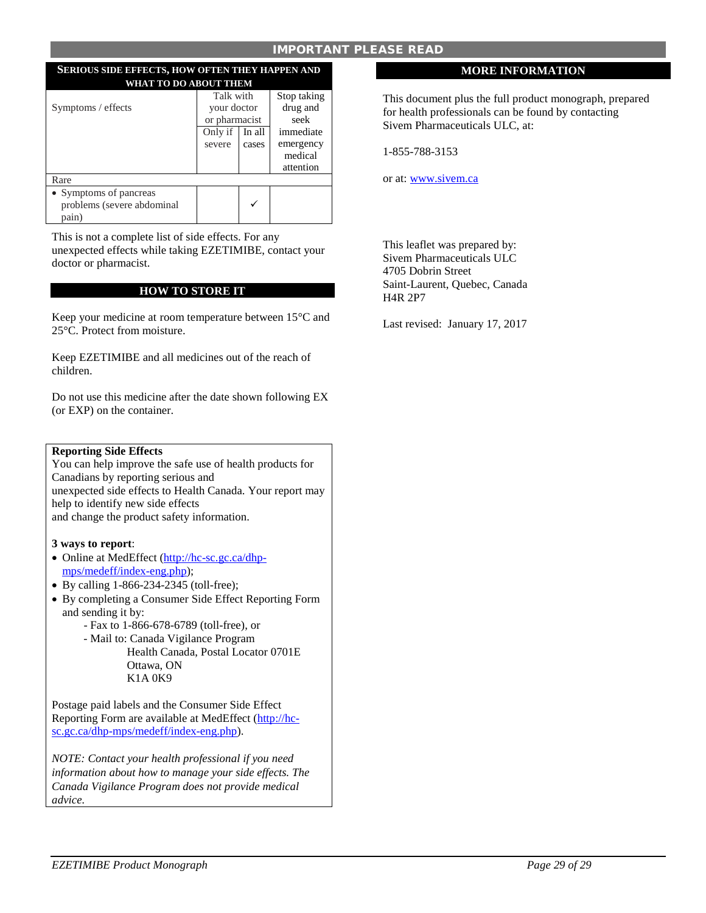## IMPORTANT PLEASE READ

**SERIOUS SIDE EFFECTS, HOW OFTEN THEY HAPPEN AND WHAT TO DO ABOUT THEM**

| Symptoms / effects | Talk with your doctor or pharmacist | | Stop taking drug and seek immediate emergency medical attention |
|---|---|---|---|
| | Only if severe | In all cases | |
| Rare | | | |
| • Symptoms of pancreas problems (severe abdominal pain) | | ✓ | |

This is not a complete list of side effects. For any unexpected effects while taking EZETIMIBE, contact your doctor or pharmacist.

## HOW TO STORE IT

Keep your medicine at room temperature between 15°C and 25°C. Protect from moisture.

Keep EZETIMIBE and all medicines out of the reach of children.

Do not use this medicine after the date shown following EX (or EXP) on the container.

**Reporting Side Effects**
You can help improve the safe use of health products for Canadians by reporting serious and unexpected side effects to Health Canada. Your report may help to identify new side effects and change the product safety information.

**3 ways to report**:

- Online at MedEffect (http://hc-sc.gc.ca/dhp-mps/medeff/index-eng.php);
- By calling 1-866-234-2345 (toll-free);
- By completing a Consumer Side Effect Reporting Form and sending it by:
  - Fax to 1-866-678-6789 (toll-free), or
  - Mail to: Canada Vigilance Program
    Health Canada, Postal Locator 0701E
    Ottawa, ON
    K1A 0K9

Postage paid labels and the Consumer Side Effect Reporting Form are available at MedEffect (http://hc-sc.gc.ca/dhp-mps/medeff/index-eng.php).

*NOTE: Contact your health professional if you need information about how to manage your side effects. The Canada Vigilance Program does not provide medical advice.*

## MORE INFORMATION

This document plus the full product monograph, prepared for health professionals can be found by contacting Sivem Pharmaceuticals ULC, at:

1-855-788-3153

or at: www.sivem.ca

This leaflet was prepared by:
Sivem Pharmaceuticals ULC
4705 Dobrin Street
Saint-Laurent, Quebec, Canada
H4R 2P7

Last revised: January 17, 2017